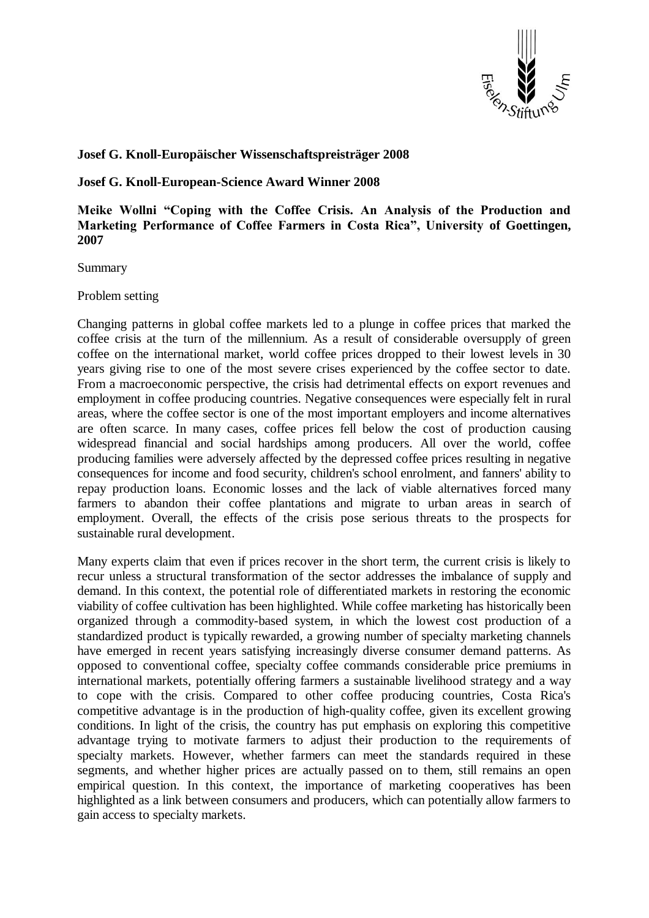**Josef G. Knoll-Europäischer Wissenschaftspreisträger 2008**

**Josef G. Knoll-European-Science Award Winner 2008**

**Meike Wollni "Coping with the Coffee Crisis. An Analysis of the Production and Marketing Performance of Coffee Farmers in Costa Rica", University of Goettingen, 2007**

Summary

Problem setting

Changing patterns in global coffee markets led to a plunge in coffee prices that marked the coffee crisis at the turn of the millennium. As a result of considerable oversupply of green coffee on the international market, world coffee prices dropped to their lowest levels in 30 years giving rise to one of the most severe crises experienced by the coffee sector to date. From a macroeconomic perspective, the crisis had detrimental effects on export revenues and employment in coffee producing countries. Negative consequences were especially felt in rural areas, where the coffee sector is one of the most important employers and income alternatives are often scarce. In many cases, coffee prices fell below the cost of production causing widespread financial and social hardships among producers. All over the world, coffee producing families were adversely affected by the depressed coffee prices resulting in negative consequences for income and food security, children's school enrolment, and fanners' ability to repay production loans. Economic losses and the lack of viable alternatives forced many farmers to abandon their coffee plantations and migrate to urban areas in search of employment. Overall, the effects of the crisis pose serious threats to the prospects for sustainable rural development.

Many experts claim that even if prices recover in the short term, the current crisis is likely to recur unless a structural transformation of the sector addresses the imbalance of supply and demand. In this context, the potential role of differentiated markets in restoring the economic viability of coffee cultivation has been highlighted. While coffee marketing has historically been organized through a commodity-based system, in which the lowest cost production of a standardized product is typically rewarded, a growing number of specialty marketing channels have emerged in recent years satisfying increasingly diverse consumer demand patterns. As opposed to conventional coffee, specialty coffee commands considerable price premiums in international markets, potentially offering farmers a sustainable livelihood strategy and a way to cope with the crisis. Compared to other coffee producing countries, Costa Rica's competitive advantage is in the production of high-quality coffee, given its excellent growing conditions. In light of the crisis, the country has put emphasis on exploring this competitive advantage trying to motivate farmers to adjust their production to the requirements of specialty markets. However, whether farmers can meet the standards required in these segments, and whether higher prices are actually passed on to them, still remains an open empirical question. In this context, the importance of marketing cooperatives has been highlighted as a link between consumers and producers, which can potentially allow farmers to gain access to specialty markets.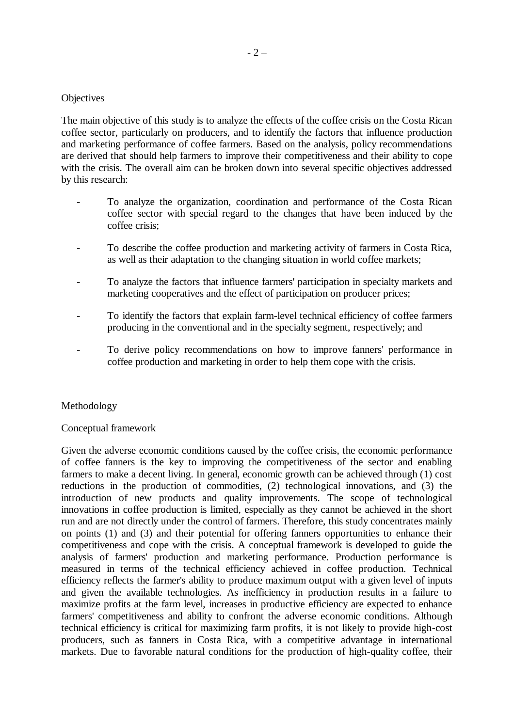## Objectives

The main objective of this study is to analyze the effects of the coffee crisis on the Costa Rican coffee sector, particularly on producers, and to identify the factors that influence production and marketing performance of coffee farmers. Based on the analysis, policy recommendations are derived that should help farmers to improve their competitiveness and their ability to cope with the crisis. The overall aim can be broken down into several specific objectives addressed by this research:

- To analyze the organization, coordination and performance of the Costa Rican coffee sector with special regard to the changes that have been induced by the coffee crisis;
- To describe the coffee production and marketing activity of farmers in Costa Rica, as well as their adaptation to the changing situation in world coffee markets;
- To analyze the factors that influence farmers' participation in specialty markets and marketing cooperatives and the effect of participation on producer prices;
- To identify the factors that explain farm-level technical efficiency of coffee farmers producing in the conventional and in the specialty segment, respectively; and
- To derive policy recommendations on how to improve fanners' performance in coffee production and marketing in order to help them cope with the crisis.

## Methodology

### Conceptual framework

Given the adverse economic conditions caused by the coffee crisis, the economic performance of coffee fanners is the key to improving the competitiveness of the sector and enabling farmers to make a decent living. In general, economic growth can be achieved through (1) cost reductions in the production of commodities, (2) technological innovations, and (3) the introduction of new products and quality improvements. The scope of technological innovations in coffee production is limited, especially as they cannot be achieved in the short run and are not directly under the control of farmers. Therefore, this study concentrates mainly on points (1) and (3) and their potential for offering fanners opportunities to enhance their competitiveness and cope with the crisis. A conceptual framework is developed to guide the analysis of farmers' production and marketing performance. Production performance is measured in terms of the technical efficiency achieved in coffee production. Technical efficiency reflects the farmer's ability to produce maximum output with a given level of inputs and given the available technologies. As inefficiency in production results in a failure to maximize profits at the farm level, increases in productive efficiency are expected to enhance farmers' competitiveness and ability to confront the adverse economic conditions. Although technical efficiency is critical for maximizing farm profits, it is not likely to provide high-cost producers, such as fanners in Costa Rica, with a competitive advantage in international markets. Due to favorable natural conditions for the production of high-quality coffee, their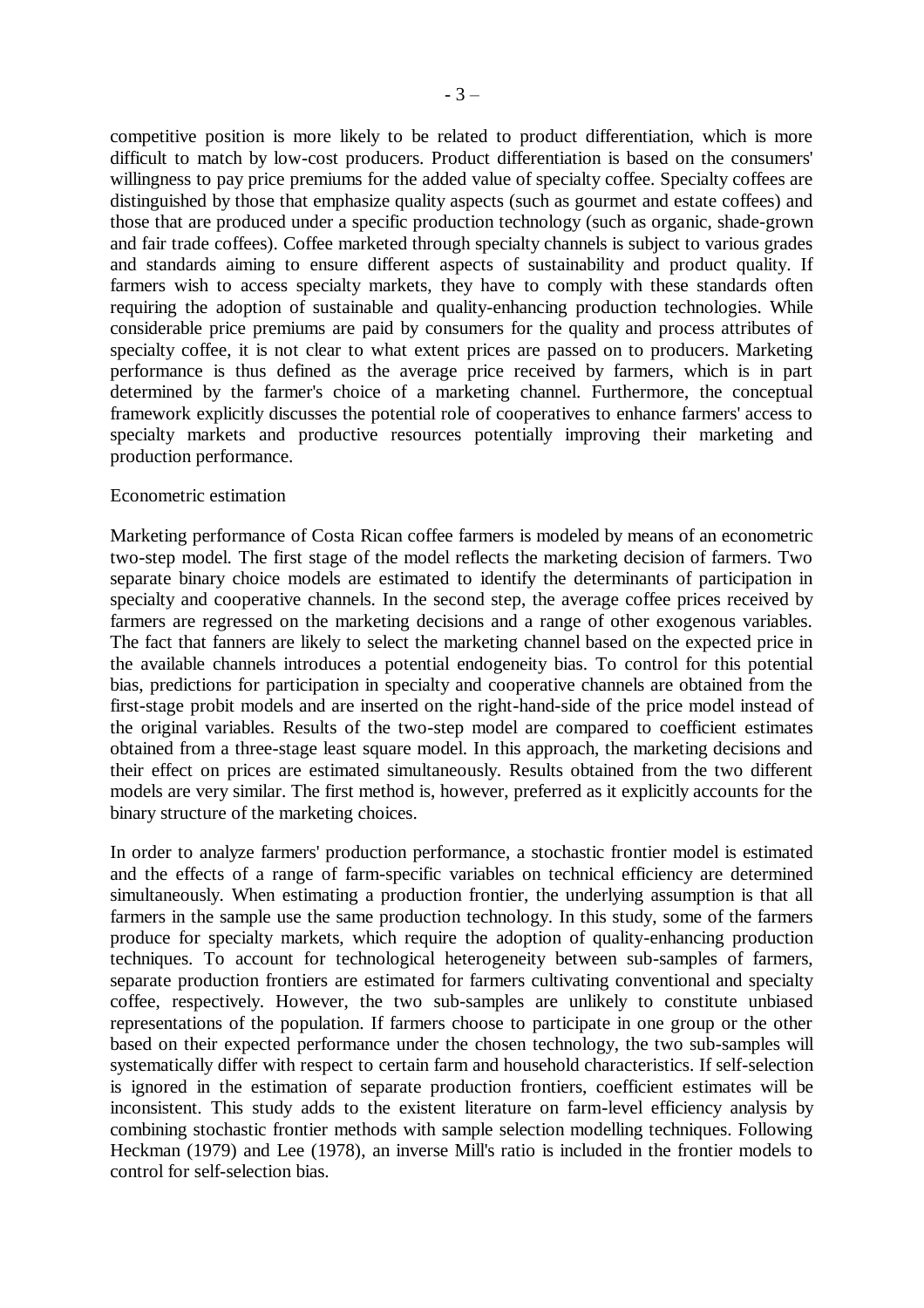competitive position is more likely to be related to product differentiation, which is more difficult to match by low-cost producers. Product differentiation is based on the consumers' willingness to pay price premiums for the added value of specialty coffee. Specialty coffees are distinguished by those that emphasize quality aspects (such as gourmet and estate coffees) and those that are produced under a specific production technology (such as organic, shade-grown and fair trade coffees). Coffee marketed through specialty channels is subject to various grades and standards aiming to ensure different aspects of sustainability and product quality. If farmers wish to access specialty markets, they have to comply with these standards often requiring the adoption of sustainable and quality-enhancing production technologies. While considerable price premiums are paid by consumers for the quality and process attributes of specialty coffee, it is not clear to what extent prices are passed on to producers. Marketing performance is thus defined as the average price received by farmers, which is in part determined by the farmer's choice of a marketing channel. Furthermore, the conceptual framework explicitly discusses the potential role of cooperatives to enhance farmers' access to specialty markets and productive resources potentially improving their marketing and production performance.

### Econometric estimation

Marketing performance of Costa Rican coffee farmers is modeled by means of an econometric two-step model. The first stage of the model reflects the marketing decision of farmers. Two separate binary choice models are estimated to identify the determinants of participation in specialty and cooperative channels. In the second step, the average coffee prices received by farmers are regressed on the marketing decisions and a range of other exogenous variables. The fact that fanners are likely to select the marketing channel based on the expected price in the available channels introduces a potential endogeneity bias. To control for this potential bias, predictions for participation in specialty and cooperative channels are obtained from the first-stage probit models and are inserted on the right-hand-side of the price model instead of the original variables. Results of the two-step model are compared to coefficient estimates obtained from a three-stage least square model. In this approach, the marketing decisions and their effect on prices are estimated simultaneously. Results obtained from the two different models are very similar. The first method is, however, preferred as it explicitly accounts for the binary structure of the marketing choices.

In order to analyze farmers' production performance, a stochastic frontier model is estimated and the effects of a range of farm-specific variables on technical efficiency are determined simultaneously. When estimating a production frontier, the underlying assumption is that all farmers in the sample use the same production technology. In this study, some of the farmers produce for specialty markets, which require the adoption of quality-enhancing production techniques. To account for technological heterogeneity between sub-samples of farmers, separate production frontiers are estimated for farmers cultivating conventional and specialty coffee, respectively. However, the two sub-samples are unlikely to constitute unbiased representations of the population. If farmers choose to participate in one group or the other based on their expected performance under the chosen technology, the two sub-samples will systematically differ with respect to certain farm and household characteristics. If self-selection is ignored in the estimation of separate production frontiers, coefficient estimates will be inconsistent. This study adds to the existent literature on farm-level efficiency analysis by combining stochastic frontier methods with sample selection modelling techniques. Following Heckman (1979) and Lee (1978), an inverse Mill's ratio is included in the frontier models to control for self-selection bias.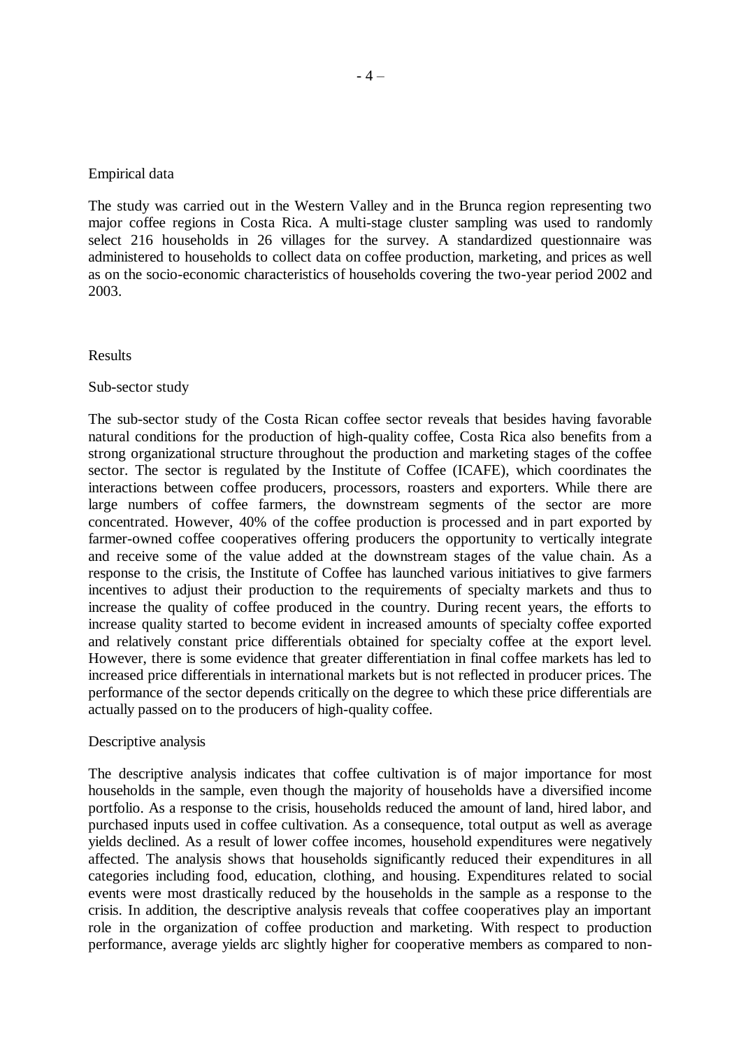## Empirical data

The study was carried out in the Western Valley and in the Brunca region representing two major coffee regions in Costa Rica. A multi-stage cluster sampling was used to randomly select 216 households in 26 villages for the survey. A standardized questionnaire was administered to households to collect data on coffee production, marketing, and prices as well as on the socio-economic characteristics of households covering the two-year period 2002 and 2003.

## Results

### Sub-sector study

The sub-sector study of the Costa Rican coffee sector reveals that besides having favorable natural conditions for the production of high-quality coffee, Costa Rica also benefits from a strong organizational structure throughout the production and marketing stages of the coffee sector. The sector is regulated by the Institute of Coffee (ICAFE), which coordinates the interactions between coffee producers, processors, roasters and exporters. While there are large numbers of coffee farmers, the downstream segments of the sector are more concentrated. However, 40% of the coffee production is processed and in part exported by farmer-owned coffee cooperatives offering producers the opportunity to vertically integrate and receive some of the value added at the downstream stages of the value chain. As a response to the crisis, the Institute of Coffee has launched various initiatives to give farmers incentives to adjust their production to the requirements of specialty markets and thus to increase the quality of coffee produced in the country. During recent years, the efforts to increase quality started to become evident in increased amounts of specialty coffee exported and relatively constant price differentials obtained for specialty coffee at the export level. However, there is some evidence that greater differentiation in final coffee markets has led to increased price differentials in international markets but is not reflected in producer prices. The performance of the sector depends critically on the degree to which these price differentials are actually passed on to the producers of high-quality coffee.

### Descriptive analysis

The descriptive analysis indicates that coffee cultivation is of major importance for most households in the sample, even though the majority of households have a diversified income portfolio. As a response to the crisis, households reduced the amount of land, hired labor, and purchased inputs used in coffee cultivation. As a consequence, total output as well as average yields declined. As a result of lower coffee incomes, household expenditures were negatively affected. The analysis shows that households significantly reduced their expenditures in all categories including food, education, clothing, and housing. Expenditures related to social events were most drastically reduced by the households in the sample as a response to the crisis. In addition, the descriptive analysis reveals that coffee cooperatives play an important role in the organization of coffee production and marketing. With respect to production performance, average yields arc slightly higher for cooperative members as compared to non-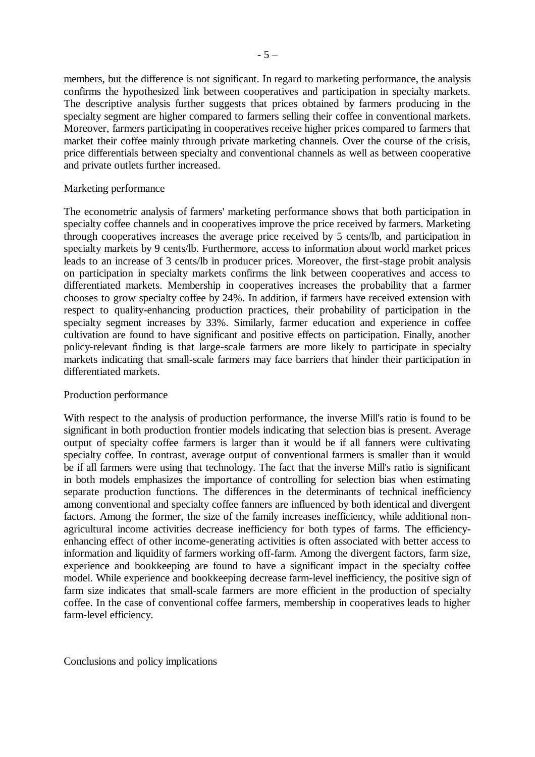members, but the difference is not significant. In regard to marketing performance, the analysis confirms the hypothesized link between cooperatives and participation in specialty markets. The descriptive analysis further suggests that prices obtained by farmers producing in the specialty segment are higher compared to farmers selling their coffee in conventional markets. Moreover, farmers participating in cooperatives receive higher prices compared to farmers that market their coffee mainly through private marketing channels. Over the course of the crisis, price differentials between specialty and conventional channels as well as between cooperative and private outlets further increased.

### Marketing performance

The econometric analysis of farmers' marketing performance shows that both participation in specialty coffee channels and in cooperatives improve the price received by farmers. Marketing through cooperatives increases the average price received by 5 cents/lb, and participation in specialty markets by 9 cents/lb. Furthermore, access to information about world market prices leads to an increase of 3 cents/lb in producer prices. Moreover, the first-stage probit analysis on participation in specialty markets confirms the link between cooperatives and access to differentiated markets. Membership in cooperatives increases the probability that a farmer chooses to grow specialty coffee by 24%. In addition, if farmers have received extension with respect to quality-enhancing production practices, their probability of participation in the specialty segment increases by 33%. Similarly, farmer education and experience in coffee cultivation are found to have significant and positive effects on participation. Finally, another policy-relevant finding is that large-scale farmers are more likely to participate in specialty markets indicating that small-scale farmers may face barriers that hinder their participation in differentiated markets.

### Production performance

With respect to the analysis of production performance, the inverse Mill's ratio is found to be significant in both production frontier models indicating that selection bias is present. Average output of specialty coffee farmers is larger than it would be if all fanners were cultivating specialty coffee. In contrast, average output of conventional farmers is smaller than it would be if all farmers were using that technology. The fact that the inverse Mill's ratio is significant in both models emphasizes the importance of controlling for selection bias when estimating separate production functions. The differences in the determinants of technical inefficiency among conventional and specialty coffee fanners are influenced by both identical and divergent factors. Among the former, the size of the family increases inefficiency, while additional non-agricultural income activities decrease inefficiency for both types of farms. The efficiency-enhancing effect of other income-generating activities is often associated with better access to information and liquidity of farmers working off-farm. Among the divergent factors, farm size, experience and bookkeeping are found to have a significant impact in the specialty coffee model. While experience and bookkeeping decrease farm-level inefficiency, the positive sign of farm size indicates that small-scale farmers are more efficient in the production of specialty coffee. In the case of conventional coffee farmers, membership in cooperatives leads to higher farm-level efficiency.

### Conclusions and policy implications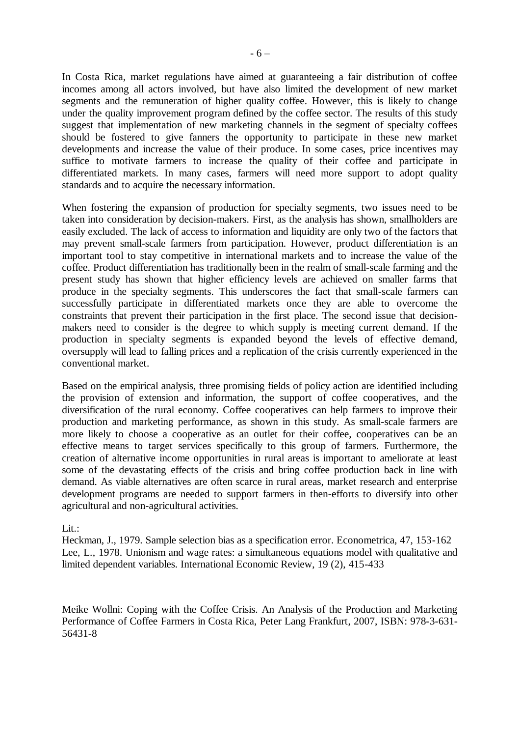In Costa Rica, market regulations have aimed at guaranteeing a fair distribution of coffee incomes among all actors involved, but have also limited the development of new market segments and the remuneration of higher quality coffee. However, this is likely to change under the quality improvement program defined by the coffee sector. The results of this study suggest that implementation of new marketing channels in the segment of specialty coffees should be fostered to give fanners the opportunity to participate in these new market developments and increase the value of their produce. In some cases, price incentives may suffice to motivate farmers to increase the quality of their coffee and participate in differentiated markets. In many cases, farmers will need more support to adopt quality standards and to acquire the necessary information.

When fostering the expansion of production for specialty segments, two issues need to be taken into consideration by decision-makers. First, as the analysis has shown, smallholders are easily excluded. The lack of access to information and liquidity are only two of the factors that may prevent small-scale farmers from participation. However, product differentiation is an important tool to stay competitive in international markets and to increase the value of the coffee. Product differentiation has traditionally been in the realm of small-scale farming and the present study has shown that higher efficiency levels are achieved on smaller farms that produce in the specialty segments. This underscores the fact that small-scale farmers can successfully participate in differentiated markets once they are able to overcome the constraints that prevent their participation in the first place. The second issue that decision-makers need to consider is the degree to which supply is meeting current demand. If the production in specialty segments is expanded beyond the levels of effective demand, oversupply will lead to falling prices and a replication of the crisis currently experienced in the conventional market.

Based on the empirical analysis, three promising fields of policy action are identified including the provision of extension and information, the support of coffee cooperatives, and the diversification of the rural economy. Coffee cooperatives can help farmers to improve their production and marketing performance, as shown in this study. As small-scale farmers are more likely to choose a cooperative as an outlet for their coffee, cooperatives can be an effective means to target services specifically to this group of farmers. Furthermore, the creation of alternative income opportunities in rural areas is important to ameliorate at least some of the devastating effects of the crisis and bring coffee production back in line with demand. As viable alternatives are often scarce in rural areas, market research and enterprise development programs are needed to support farmers in then-efforts to diversify into other agricultural and non-agricultural activities.

Lit.:

Heckman, J., 1979. Sample selection bias as a specification error. Econometrica, 47, 153-162

Lee, L., 1978. Unionism and wage rates: a simultaneous equations model with qualitative and limited dependent variables. International Economic Review, 19 (2), 415-433

Meike Wollni: Coping with the Coffee Crisis. An Analysis of the Production and Marketing Performance of Coffee Farmers in Costa Rica, Peter Lang Frankfurt, 2007, ISBN: 978-3-631-56431-8